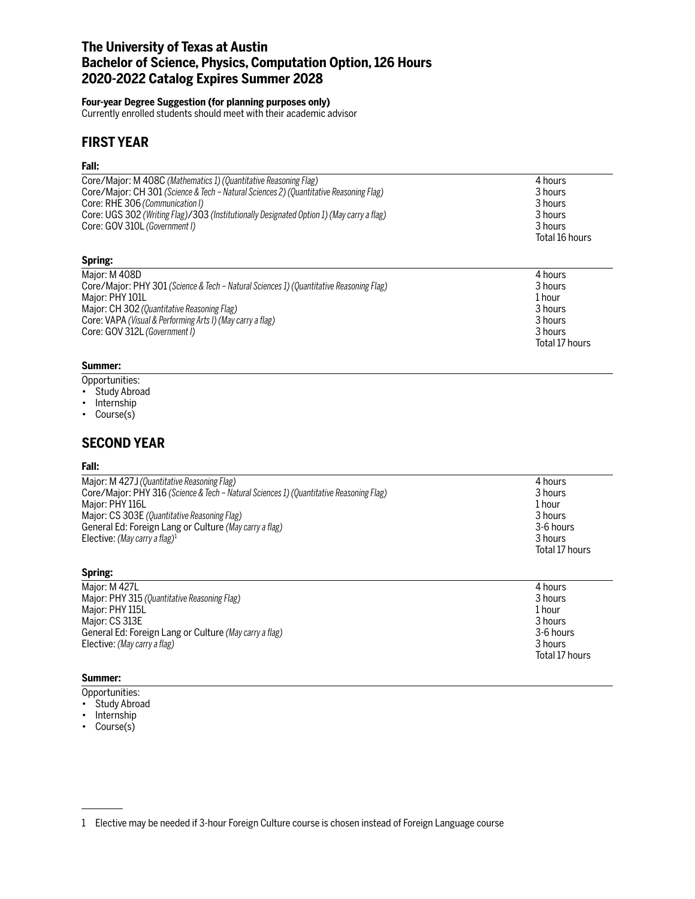# The University of Texas at Austin
# Bachelor of Science, Physics, Computation Option, 126 Hours
# 2020-2022 Catalog Expires Summer 2028

**Four-year Degree Suggestion (for planning purposes only)**
Currently enrolled students should meet with their academic advisor

## FIRST YEAR

### Fall:

| Course | Hours |
|---|---|
| Core/Major: M 408C *(Mathematics 1) (Quantitative Reasoning Flag)* | 4 hours |
| Core/Major: CH 301 *(Science & Tech – Natural Sciences 2) (Quantitative Reasoning Flag)* | 3 hours |
| Core: RHE 306 *(Communication I)* | 3 hours |
| Core: UGS 302 *(Writing Flag)*/303 *(Institutionally Designated Option 1) (May carry a flag)* | 3 hours |
| Core: GOV 310L *(Government I)* | 3 hours |
| | Total 16 hours |

### Spring:

| Course | Hours |
|---|---|
| Major: M 408D | 4 hours |
| Core/Major: PHY 301 *(Science & Tech – Natural Sciences 1) (Quantitative Reasoning Flag)* | 3 hours |
| Major: PHY 101L | 1 hour |
| Major: CH 302 *(Quantitative Reasoning Flag)* | 3 hours |
| Core: VAPA *(Visual & Performing Arts I) (May carry a flag)* | 3 hours |
| Core: GOV 312L *(Government I)* | 3 hours |
| | Total 17 hours |

### Summer:

Opportunities:
- Study Abroad
- Internship
- Course(s)

## SECOND YEAR

### Fall:

| Course | Hours |
|---|---|
| Major: M 427J *(Quantitative Reasoning Flag)* | 4 hours |
| Core/Major: PHY 316 *(Science & Tech – Natural Sciences 1) (Quantitative Reasoning Flag)* | 3 hours |
| Major: PHY 116L | 1 hour |
| Major: CS 303E *(Quantitative Reasoning Flag)* | 3 hours |
| General Ed: Foreign Lang or Culture *(May carry a flag)* | 3-6 hours |
| Elective: *(May carry a flag)*[1] | 3 hours |
| | Total 17 hours |

### Spring:

| Course | Hours |
|---|---|
| Major: M 427L | 4 hours |
| Major: PHY 315 *(Quantitative Reasoning Flag)* | 3 hours |
| Major: PHY 115L | 1 hour |
| Major: CS 313E | 3 hours |
| General Ed: Foreign Lang or Culture *(May carry a flag)* | 3-6 hours |
| Elective: *(May carry a flag)* | 3 hours |
| | Total 17 hours |

### Summer:

Opportunities:
- Study Abroad
- Internship
- Course(s)

---

1 Elective may be needed if 3-hour Foreign Culture course is chosen instead of Foreign Language course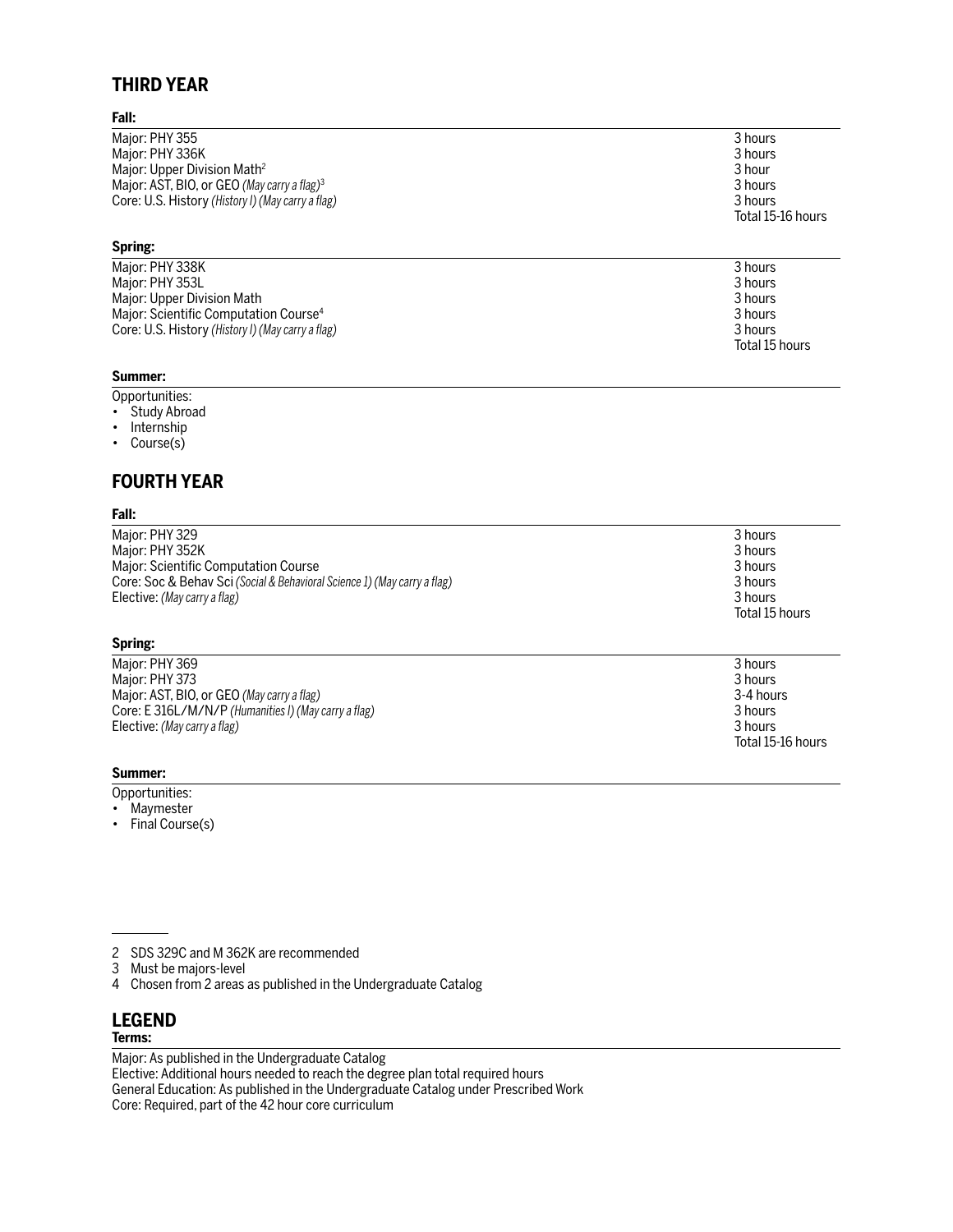## THIRD YEAR

**Fall:**

| | |
|---|---|
| Major: PHY 355 | 3 hours |
| Major: PHY 336K | 3 hours |
| Major: Upper Division Math[2] | 3 hour |
| Major: AST, BIO, or GEO *(May carry a flag)*[3] | 3 hours |
| Core: U.S. History *(History I) (May carry a flag)* | 3 hours |
| | Total 15-16 hours |

**Spring:**

| | |
|---|---|
| Major: PHY 338K | 3 hours |
| Major: PHY 353L | 3 hours |
| Major: Upper Division Math | 3 hours |
| Major: Scientific Computation Course[4] | 3 hours |
| Core: U.S. History *(History I) (May carry a flag)* | 3 hours |
| | Total 15 hours |

**Summer:**

Opportunities:

- Study Abroad
- Internship
- Course(s)

## FOURTH YEAR

**Fall:**

| | |
|---|---|
| Major: PHY 329 | 3 hours |
| Major: PHY 352K | 3 hours |
| Major: Scientific Computation Course | 3 hours |
| Core: Soc & Behav Sci *(Social & Behavioral Science 1) (May carry a flag)* | 3 hours |
| Elective: *(May carry a flag)* | 3 hours |
| | Total 15 hours |

**Spring:**

| | |
|---|---|
| Major: PHY 369 | 3 hours |
| Major: PHY 373 | 3 hours |
| Major: AST, BIO, or GEO *(May carry a flag)* | 3-4 hours |
| Core: E 316L/M/N/P *(Humanities I) (May carry a flag)* | 3 hours |
| Elective: *(May carry a flag)* | 3 hours |
| | Total 15-16 hours |

**Summer:**

Opportunities:

- Maymester
- Final Course(s)

---

2 SDS 329C and M 362K are recommended

3 Must be majors-level

4 Chosen from 2 areas as published in the Undergraduate Catalog

## LEGEND

**Terms:**

Major: As published in the Undergraduate Catalog

Elective: Additional hours needed to reach the degree plan total required hours

General Education: As published in the Undergraduate Catalog under Prescribed Work

Core: Required, part of the 42 hour core curriculum